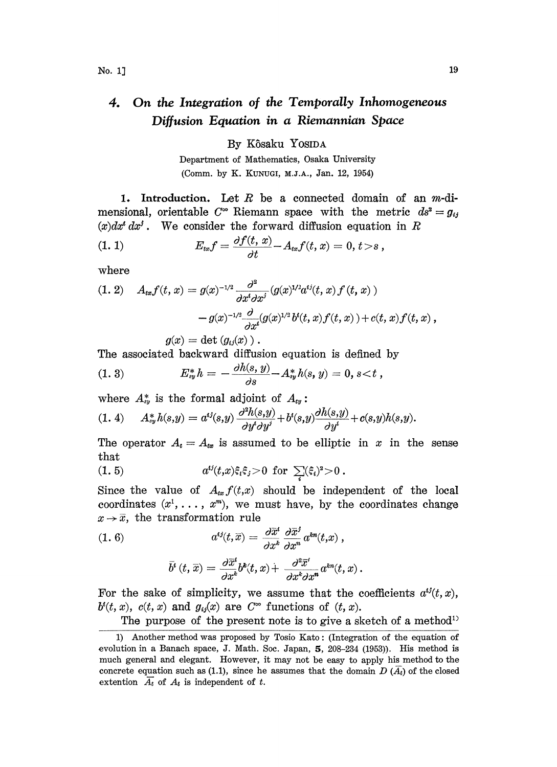# 4. On the Integration of the Temporally Inhomogeneous Diffusion Equation in a Riemannian Space

By Kôsaku YOSIDA

Department of Mathematics, Osaka University
(Comm. by K. KUNUGI, M.J.A., Jan. 12, 1954)

**1. Introduction.** Let $R$ be a connected domain of an $m$-dimensional, orientable $C^\infty$ Riemann space with the metric $ds^2 = g_{ij}(x)dx^i dx^j$. We consider the forward diffusion equation in $R$

$$E_{tx}f = \frac{\partial f(t,x)}{\partial t} - A_{tx}f(t,x) = 0, \ t > s, \tag{1.1}$$

where

$$\begin{aligned} A_{tx}f(t,x) &= g(x)^{-1/2}\frac{\partial^2}{\partial x^i \partial x^j}(g(x)^{1/2}a^{ij}(t,x)f(t,x)) \\ &\quad - g(x)^{-1/2}\frac{\partial}{\partial x^i}(g(x)^{1/2}b^i(t,x)f(t,x)) + c(t,x)f(t,x), \end{aligned} \tag{1.2}$$

$$g(x) = \det(g_{ij}(x)).$$

The associated backward diffusion equation is defined by

$$E^*_{sy}h = -\frac{\partial h(s,y)}{\partial s} - A^*_{sy}h(s,y) = 0, \ s < t, \tag{1.3}$$

where $A^*_{sy}$ is the formal adjoint of $A_{ty}$:

$$A^*_{sy}h(s,y) = a^{ij}(s,y)\frac{\partial^2 h(s,y)}{\partial y^i \partial y^j} + b^i(s,y)\frac{\partial h(s,y)}{\partial y^i} + c(s,y)h(s,y). \tag{1.4}$$

The operator $A_t = A_{tx}$ is assumed to be elliptic in $x$ in the sense that

$$a^{ij}(t,x)\xi_i\xi_j > 0 \ \text{for} \ \sum_i (\xi_i)^2 > 0. \tag{1.5}$$

Since the value of $A_{tx}f(t,x)$ should be independent of the local coordinates $(x^1, \ldots, x^m)$, we must have, by the coordinates change $x \to \bar{x}$, the transformation rule

$$a^{ij}(t,\bar{x}) = \frac{\partial \bar{x}^i}{\partial x^k}\frac{\partial \bar{x}^j}{\partial x^n}a^{kn}(t,x), \tag{1.6}$$

$$\bar{b}^i(t,\bar{x}) = \frac{\partial \bar{x}^i}{\partial x^k}b^k(t,x) + \frac{\partial^2 \bar{x}^i}{\partial x^k \partial x^n}a^{kn}(t,x).$$

For the sake of simplicity, we assume that the coefficients $a^{ij}(t,x)$, $b^i(t,x)$, $c(t,x)$ and $g_{ij}(x)$ are $C^\infty$ functions of $(t,x)$.

The purpose of the present note is to give a sketch of a method[1]

---

1) Another method was proposed by Tosio Kato: (Integration of the equation of evolution in a Banach space, J. Math. Soc. Japan, **5**, 208–234 (1953)). His method is much general and elegant. However, it may not be easy to apply his method to the concrete equation such as (1.1), since he assumes that the domain $D(\bar{A}_t)$ of the closed extention $\bar{A}_t$ of $A_t$ is independent of $t$.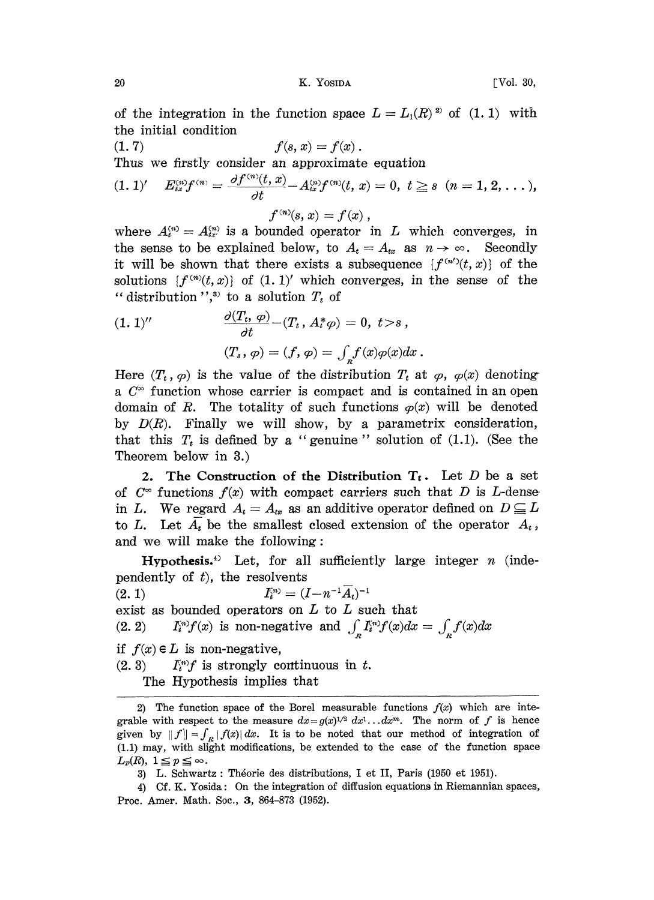of the integration in the function space $L = L_1(R)$ [2] of (1. 1) with the initial condition

$$(1.7) \qquad f(s, x) = f(x).$$

Thus we firstly consider an approximate equation

$$(1.1)' \quad E_{tx}^{(n)} f^{(n)} = \frac{\partial f^{(n)}(t, x)}{\partial t} - A_{tx}^{(n)} f^{(n)}(t, x) = 0, \ t \geqq s \ (n = 1, 2, \dots),$$

$$f^{(n)}(s, x) = f(x),$$

where $A_t^{(n)} = A_{tx}^{(n)}$ is a bounded operator in $L$ which converges, in the sense to be explained below, to $A_t = A_{tx}$ as $n \to \infty$. Secondly it will be shown that there exists a subsequence $\{f^{(n')}(t, x)\}$ of the solutions $\{f^{(n)}(t, x)\}$ of (1. 1)′ which converges, in the sense of the "distribution",[3] to a solution $T_t$ of

$$(1.1)'' \qquad \frac{\partial (T_t, \varphi)}{\partial t} - (T_t, A_t^* \varphi) = 0, \ t > s,$$

$$(T_s, \varphi) = (f, \varphi) = \int_R f(x) \varphi(x) dx.$$

Here $(T_t, \varphi)$ is the value of the distribution $T_t$ at $\varphi$, $\varphi(x)$ denoting a $C^\infty$ function whose carrier is compact and is contained in an open domain of $R$. The totality of such functions $\varphi(x)$ will be denoted by $D(R)$. Finally we will show, by a parametrix consideration, that this $T_t$ is defined by a "genuine" solution of (1.1). (See the Theorem below in 3.)

**2. The Construction of the Distribution $T_t$.** Let $D$ be a set of $C^\infty$ functions $f(x)$ with compact carriers such that $D$ is $L$-dense in $L$. We regard $A_t = A_{tx}$ as an additive operator defined on $D \subseteqq L$ to $L$. Let $\overline{A}_t$ be the smallest closed extension of the operator $A_t$, and we will make the following:

**Hypothesis.**[4] Let, for all sufficiently large integer $n$ (independently of $t$), the resolvents

$$(2.1) \qquad I_t^{(n)} = (I - n^{-1} \overline{A}_t)^{-1}$$

exist as bounded operators on $L$ to $L$ such that

(2. 2) $\quad I_t^{(n)} f(x)$ is non-negative and $\int_R I_t^{(n)} f(x) dx = \int_R f(x) dx$

if $f(x) \in L$ is non-negative,

(2. 3) $\quad I_t^{(n)} f$ is strongly continuous in $t$.

The Hypothesis implies that

---

2) The function space of the Borel measurable functions $f(x)$ which are integrable with respect to the measure $dx = g(x)^{1/2} dx^1 \dots dx^m$. The norm of $f$ is hence given by $\|f\| = \int_R |f(x)| dx$. It is to be noted that our method of integration of (1.1) may, with slight modifications, be extended to the case of the function space $L_p(R)$, $1 \leqq p \leqq \infty$.

3) L. Schwartz: Théorie des distributions, I et II, Paris (1950 et 1951).

4) Cf. K. Yosida: On the integration of diffusion equations in Riemannian spaces, Proc. Amer. Math. Soc., **3**, 864–873 (1952).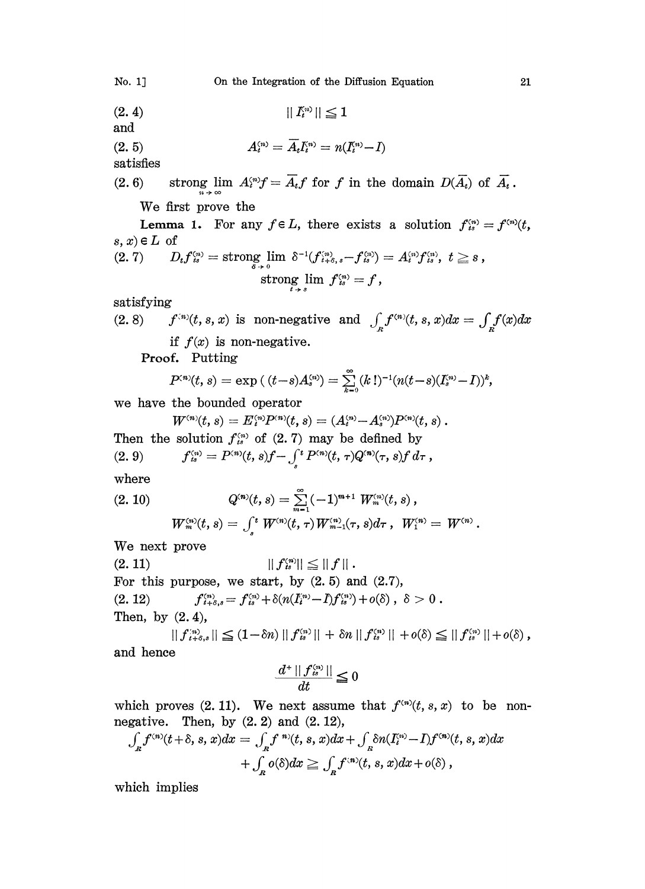$$(2.4) \qquad \| I_t^{(n)} \| \leqq 1$$

and

$$(2.5) \qquad A_t^{(n)} = \overline{A}_t I_t^{(n)} = n(I_t^{(n)} - I)$$

satisfies

$$(2.6) \qquad \text{strong} \lim_{n \to \infty} A_t^{(n)} f = \overline{A}_t f \text{ for } f \text{ in the domain } D(\overline{A}_t) \text{ of } \overline{A}_t .$$

We first prove the

**Lemma 1.** For any $f \in L$, there exists a solution $f_{ts}^{(n)} = f^{(n)}(t, s, x) \in L$ of

$$(2.7) \qquad D_t f_{ts}^{(n)} = \text{strong} \lim_{\delta \to 0} \delta^{-1}(f_{t+\delta, s}^{(n)} - f_{ts}^{(n)}) = A_t^{(n)} f_{ts}^{(n)}, \ t \geqq s ,$$
$$\text{strong} \lim_{t \to s} f_{ts}^{(n)} = f ,$$

satisfying

(2.8) $\quad f^{(n)}(t, s, x)$ is non-negative and $\int_R f^{(n)}(t, s, x) dx = \int_R f(x) dx$ if $f(x)$ is non-negative.

**Proof.** Putting

$$P^{(n)}(t, s) = \exp\left( (t-s) A_s^{(n)} \right) = \sum_{k=0}^{\infty} (k\,!)^{-1} (n(t-s)(I_s^{(n)} - I))^k ,$$

we have the bounded operator

$$W^{(n)}(t, s) = E_t^{(n)} P^{(n)}(t, s) = (A_t^{(n)} - A_s^{(n)}) P^{(n)}(t, s) .$$

Then the solution $f_{ts}^{(n)}$ of (2.7) may be defined by

$$(2.9) \qquad f_{ts}^{(n)} = P^{(n)}(t, s) f - \int_s^t P^{(n)}(t, \tau) Q^{(n)}(\tau, s) f \, d\tau ,$$

where

$$(2.10) \qquad Q^{(n)}(t, s) = \sum_{m=1}^{\infty} (-1)^{m+1} W_m^{(n)}(t, s) ,$$
$$W_m^{(n)}(t, s) = \int_s^t W^{(n)}(t, \tau) W_{m-1}^{(n)}(\tau, s) d\tau , \quad W_1^{(n)} = W^{(n)} .$$

We next prove

$$(2.11) \qquad \| f_{ts}^{(n)} \| \leqq \| f \| .$$

For this purpose, we start, by (2.5) and (2.7),

$$(2.12) \qquad f_{t+\delta, s}^{(n)} = f_{ts}^{(n)} + \delta(n(I_t^{(n)} - I) f_{ts}^{(n)}) + o(\delta) , \ \delta > 0 .$$

Then, by (2.4),

$$\| f_{t+\delta, s}^{(n)} \| \leqq (1 - \delta n) \| f_{ts}^{(n)} \| + \delta n \| f_{ts}^{(n)} \| + o(\delta) \leqq \| f_{ts}^{(n)} \| + o(\delta) ,$$

and hence

$$\frac{d^+ \| f_{ts}^{(n)} \|}{dt} \leqq 0$$

which proves (2.11). We next assume that $f^{(n)}(t, s, x)$ to be non-negative. Then, by (2.2) and (2.12),

$$\int_R f^{(n)}(t+\delta, s, x) dx = \int_R f^{(n)}(t, s, x) dx + \int_R \delta n (I_t^{(n)} - I) f^{(n)}(t, s, x) dx$$
$$+ \int_R o(\delta) dx \geqq \int_R f^{(n)}(t, s, x) dx + o(\delta) ,$$

which implies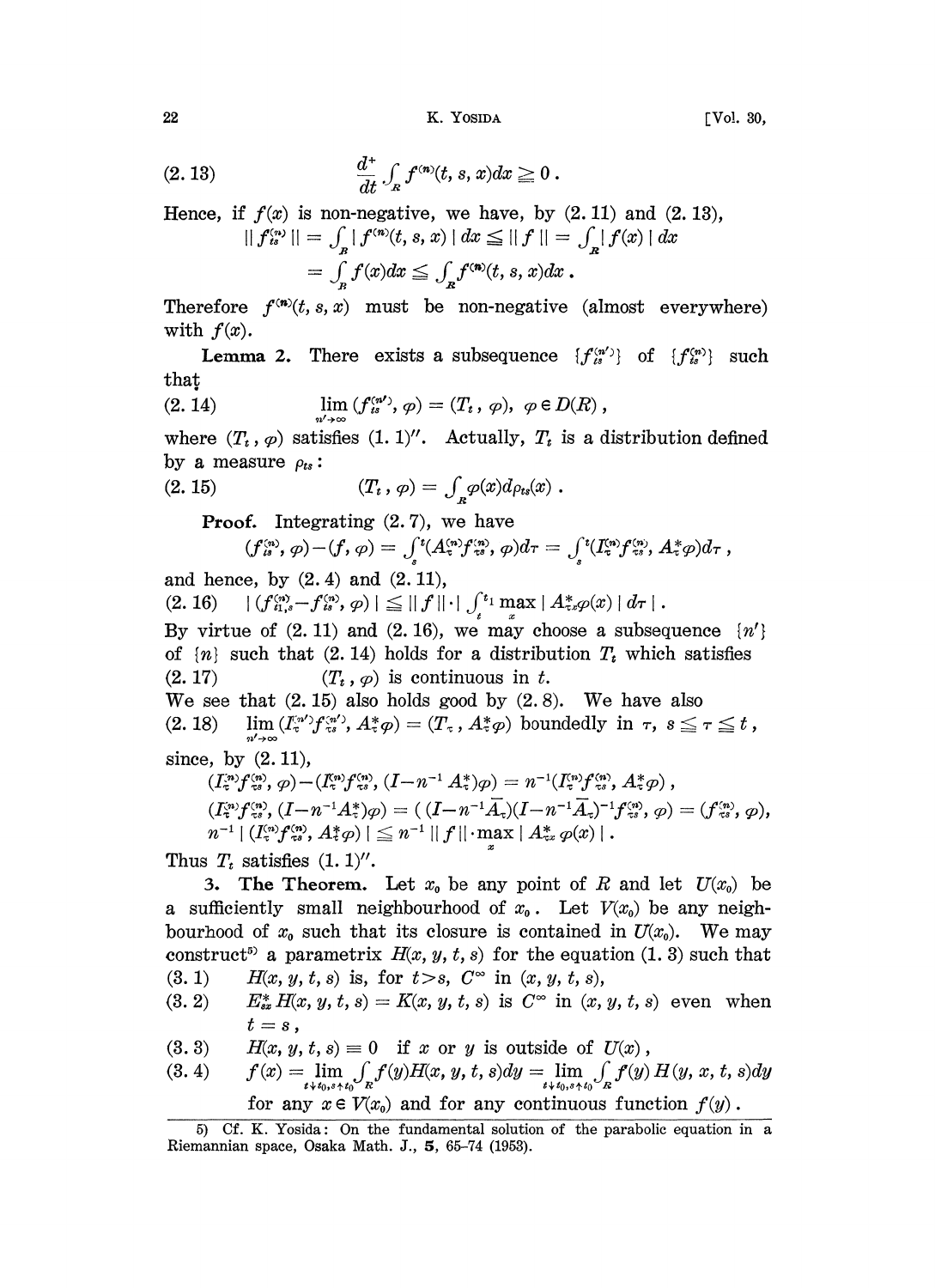$$(2.13) \qquad \frac{d^+}{dt}\int_R f^{(n)}(t, s, x)dx \geqq 0\,.$$

Hence, if $f(x)$ is non-negative, we have, by (2.11) and (2.13),

$$\|f_{ts}^{(n)}\| = \int_R |f^{(n)}(t, s, x)|\,dx \leqq \|f\| = \int_R |f(x)|\,dx$$
$$= \int_R f(x)dx \leqq \int_R f^{(n)}(t, s, x)dx\,.$$

Therefore $f^{(n)}(t, s, x)$ must be non-negative (almost everywhere) with $f(x)$.

**Lemma 2.** There exists a subsequence $\{f_{ts}^{(n')}\}$ of $\{f_{ts}^{(n)}\}$ such that

$$(2.14) \qquad \lim_{n'\to\infty}(f_{ts}^{(n')}, \varphi) = (T_t, \varphi),\ \varphi \in D(R)\,,$$

where $(T_t, \varphi)$ satisfies (1.1)″. Actually, $T_t$ is a distribution defined by a measure $\rho_{ts}$:

$$(2.15) \qquad (T_t, \varphi) = \int_R \varphi(x)d\rho_{ts}(x)\,.$$

**Proof.** Integrating (2.7), we have

$$(f_{ts}^{(n)}, \varphi) - (f, \varphi) = \int_s^t (A_\tau^{(n)} f_{\tau s}^{(n)}, \varphi)d\tau = \int_s^t (I_\tau^{(n)} f_{\tau s}^{(n)}, A_\tau^* \varphi)d\tau\,,$$

and hence, by (2.4) and (2.11),

$$(2.16) \qquad |(f_{t_1,s}^{(n)} - f_{ts}^{(n)}, \varphi)| \leqq \|f\|\cdot\Big|\int_t^{t_1}\max_x |A_{\tau x}^*\varphi(x)|\,d\tau\Big|\,.$$

By virtue of (2.11) and (2.16), we may choose a subsequence $\{n'\}$ of $\{n\}$ such that (2.14) holds for a distribution $T_t$ which satisfies

$$(2.17) \qquad (T_t, \varphi) \text{ is continuous in } t.$$

We see that (2.15) also holds good by (2.8). We have also

$$(2.18) \qquad \lim_{n'\to\infty}(I_\tau^{(n')} f_{\tau s}^{(n')}, A_\tau^*\varphi) = (T_\tau, A_\tau^*\varphi) \text{ boundedly in } \tau,\ s \leqq \tau \leqq t\,,$$

since, by (2.11),

$$(I_\tau^{(n)} f_{\tau s}^{(n)}, \varphi) - (I_\tau^{(n)} f_{\tau s}^{(n)}, (I - n^{-1}A_\tau^*)\varphi) = n^{-1}(I_\tau^{(n)} f_{\tau s}^{(n)}, A_\tau^*\varphi)\,,$$
$$(I_\tau^{(n)} f_{\tau s}^{(n)}, (I - n^{-1}A_\tau^*)\varphi) = ((I - n^{-1}\bar{A}_\tau)(I - n^{-1}\bar{A}_\tau)^{-1} f_{\tau s}^{(n)}, \varphi) = (f_{\tau s}^{(n)}, \varphi),$$
$$n^{-1}|(I_\tau^{(n)} f_{\tau s}^{(n)}, A_\tau^*\varphi)| \leqq n^{-1}\|f\|\cdot\max_x |A_{\tau x}^*\varphi(x)|\,.$$

Thus $T_t$ satisfies (1.1)″.

**3. The Theorem.** Let $x_0$ be any point of $R$ and let $U(x_0)$ be a sufficiently small neighbourhood of $x_0$. Let $V(x_0)$ be any neighbourhood of $x_0$ such that its closure is contained in $U(x_0)$. We may construct[5] a parametrix $H(x, y, t, s)$ for the equation (1.3) such that

(3.1) $\quad H(x, y, t, s)$ is, for $t > s$, $C^\infty$ in $(x, y, t, s)$,

(3.2) $\quad E_{sx}^* H(x, y, t, s) = K(x, y, t, s)$ is $C^\infty$ in $(x, y, t, s)$ even when $t = s$,

(3.3) $\quad H(x, y, t, s) \equiv 0$ if $x$ or $y$ is outside of $U(x)$,

(3.4) $\quad f(x) = \lim_{t\downarrow t_0, s\uparrow t_0}\int_R f(y)H(x, y, t, s)dy = \lim_{t\downarrow t_0, s\uparrow t_0}\int_R f(y)\,H(y, x, t, s)dy$

for any $x \in V(x_0)$ and for any continuous function $f(y)$.

---

5) Cf. K. Yosida: On the fundamental solution of the parabolic equation in a Riemannian space, Osaka Math. J., **5**, 65–74 (1953).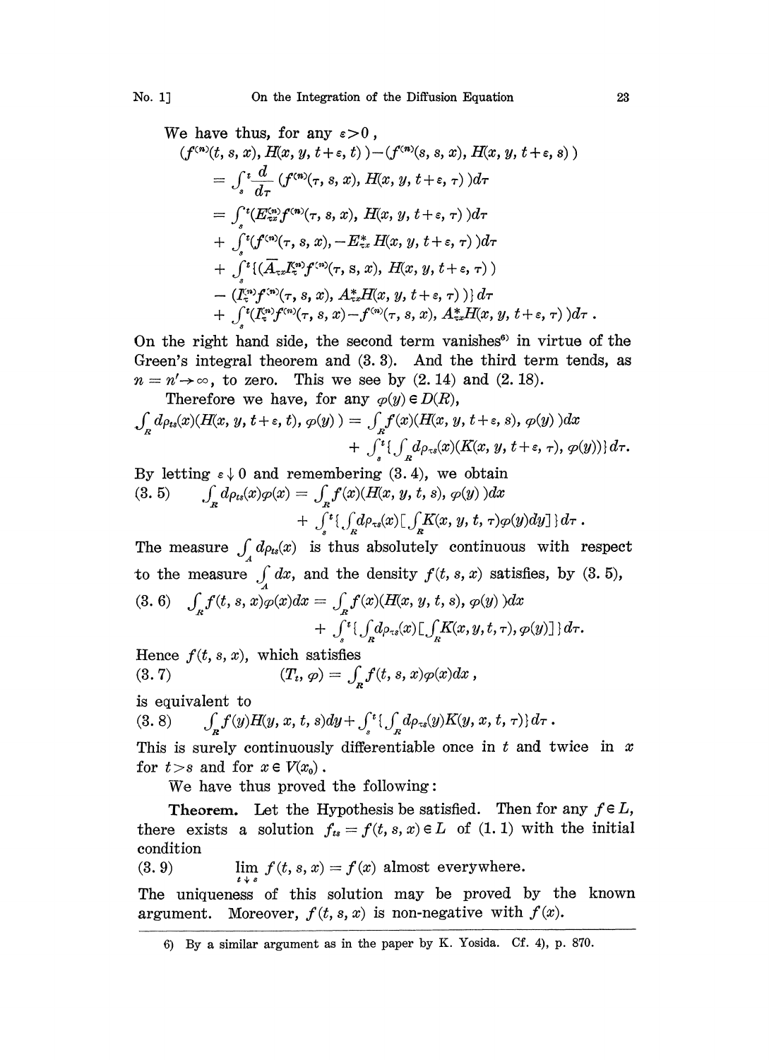We have thus, for any $\varepsilon>0$,

$$
\begin{aligned}
&(f^{(n)}(t, s, x), H(x, y, t+\varepsilon, t))-(f^{(n)}(s, s, x), H(x, y, t+\varepsilon, s)) \\
&= \int_s^t \frac{d}{d\tau}(f^{(n)}(\tau, s, x), H(x, y, t+\varepsilon, \tau))d\tau \\
&= \int_s^t (E_{\tau x}^{(n)} f^{(n)}(\tau, s, x), H(x, y, t+\varepsilon, \tau))d\tau \\
&+ \int_s^t (f^{(n)}(\tau, s, x), -E_{\tau x}^{*} H(x, y, t+\varepsilon, \tau))d\tau \\
&+ \int_s^t \{(\overline{A}_{\tau x} I_\tau^{(n)} f^{(n)}(\tau, s, x), H(x, y, t+\varepsilon, \tau)) \\
&- (I_\tau^{(n)} f^{(n)}(\tau, s, x), A_{\tau x}^{*} H(x, y, t+\varepsilon, \tau))\} d\tau \\
&+ \int_s^t (I_\tau^{(n)} f^{(n)}(\tau, s, x) - f^{(n)}(\tau, s, x), A_{\tau x}^{*} H(x, y, t+\varepsilon, \tau))d\tau .
\end{aligned}
$$

On the right hand side, the second term vanishes[6] in virtue of the Green's integral theorem and (3. 3). And the third term tends, as $n = n' \to \infty$, to zero. This we see by (2. 14) and (2. 18).

Therefore we have, for any $\varphi(y) \in D(R)$,

$$
\begin{aligned}
\int_R d\rho_{ts}(x)(H(x, y, t+\varepsilon, t), \varphi(y)) &= \int_R f(x)(H(x, y, t+\varepsilon, s), \varphi(y))dx \\
&+ \int_s^t \{\int_R d\rho_{\tau s}(x)(K(x, y, t+\varepsilon, \tau), \varphi(y))\} d\tau.
\end{aligned}
$$

By letting $\varepsilon \downarrow 0$ and remembering (3. 4), we obtain

$$
\begin{aligned}
(3.\ 5) \qquad \int_R d\rho_{ts}(x)\varphi(x) &= \int_R f(x)(H(x, y, t, s), \varphi(y))dx \\
&+ \int_s^t \{\int_R d\rho_{\tau s}(x)[\int_R K(x, y, t, \tau)\varphi(y)dy]\} d\tau .
\end{aligned}
$$

The measure $\int_A d\rho_{ts}(x)$ is thus absolutely continuous with respect to the measure $\int_A dx$, and the density $f(t, s, x)$ satisfies, by (3. 5),

$$
\begin{aligned}
(3.\ 6) \qquad \int_R f(t, s, x)\varphi(x)dx &= \int_R f(x)(H(x, y, t, s), \varphi(y))dx \\
&+ \int_s^t \{\int_R d\rho_{\tau s}(x)[\int_R K(x, y, t, \tau), \varphi(y)]\} d\tau.
\end{aligned}
$$

Hence $f(t, s, x)$, which satisfies

$$
(3.\ 7) \qquad (T_t, \varphi) = \int_R f(t, s, x)\varphi(x)dx ,
$$

is equivalent to

$$
(3.\ 8) \qquad \int_R f(y)H(y, x, t, s)dy + \int_s^t \{\int_R d\rho_{\tau s}(y)K(y, x, t, \tau)\} d\tau .
$$

This is surely continuously differentiable once in $t$ and twice in $x$ for $t>s$ and for $x \in V(x_0)$.

We have thus proved the following:

**Theorem.** Let the Hypothesis be satisfied. Then for any $f \in L$, there exists a solution $f_{ts} = f(t, s, x) \in L$ of (1. 1) with the initial condition

$$
(3.\ 9) \qquad \lim_{t \downarrow s} f(t, s, x) = f(x) \text{ almost everywhere.}
$$

The uniqueness of this solution may be proved by the known argument. Moreover, $f(t, s, x)$ is non-negative with $f(x)$.

---

6) By a similar argument as in the paper by K. Yosida. Cf. 4), p. 870.